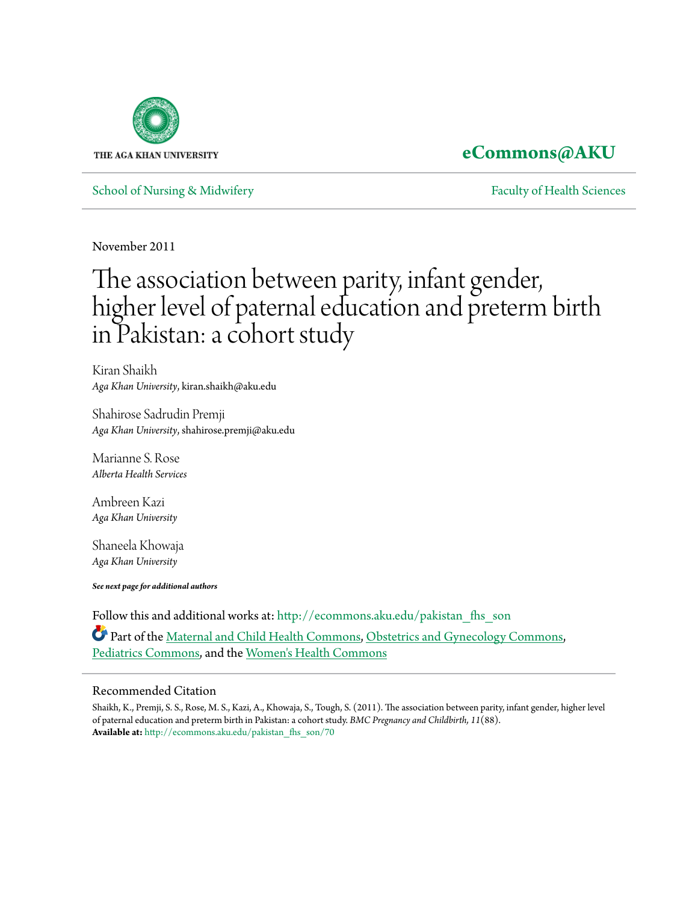THE AGA KHAN UNIVERSITY

**eCommons@AKU**

School of Nursing & Midwifery | Faculty of Health Sciences

November 2011

# The association between parity, infant gender, higher level of paternal education and preterm birth in Pakistan: a cohort study

Kiran Shaikh
*Aga Khan University*, kiran.shaikh@aku.edu

Shahirose Sadrudin Premji
*Aga Khan University*, shahirose.premji@aku.edu

Marianne S. Rose
*Alberta Health Services*

Ambreen Kazi
*Aga Khan University*

Shaneela Khowaja
*Aga Khan University*

***See next page for additional authors***

Follow this and additional works at: http://ecommons.aku.edu/pakistan_fhs_son

Part of the Maternal and Child Health Commons, Obstetrics and Gynecology Commons, Pediatrics Commons, and the Women's Health Commons

## Recommended Citation

Shaikh, K., Premji, S. S., Rose, M. S., Kazi, A., Khowaja, S., Tough, S. (2011). The association between parity, infant gender, higher level of paternal education and preterm birth in Pakistan: a cohort study. *BMC Pregnancy and Childbirth, 11*(88).
**Available at:** http://ecommons.aku.edu/pakistan_fhs_son/70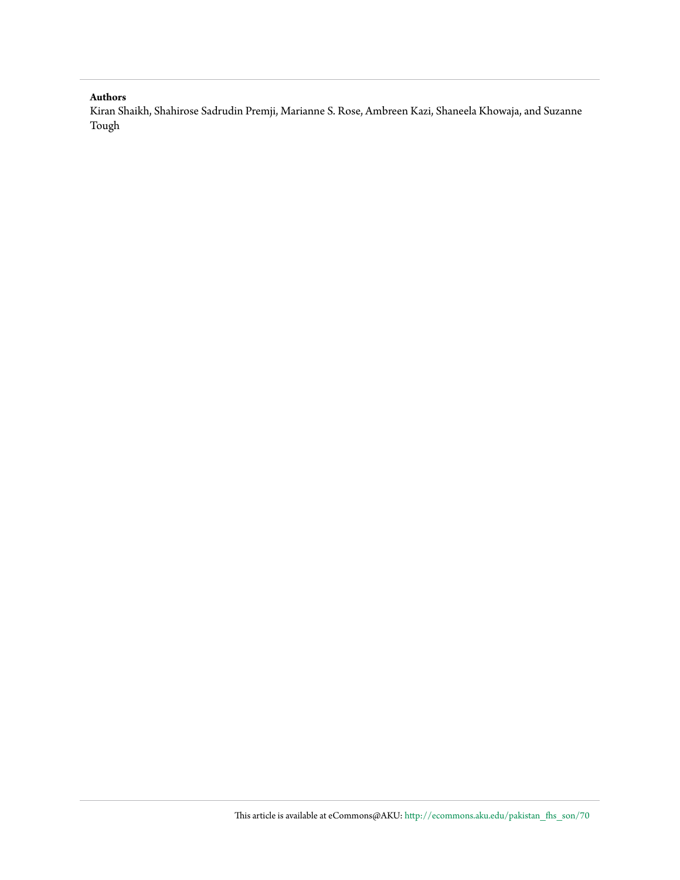**Authors**

Kiran Shaikh, Shahirose Sadrudin Premji, Marianne S. Rose, Ambreen Kazi, Shaneela Khowaja, and Suzanne Tough

This article is available at eCommons@AKU: http://ecommons.aku.edu/pakistan_fhs_son/70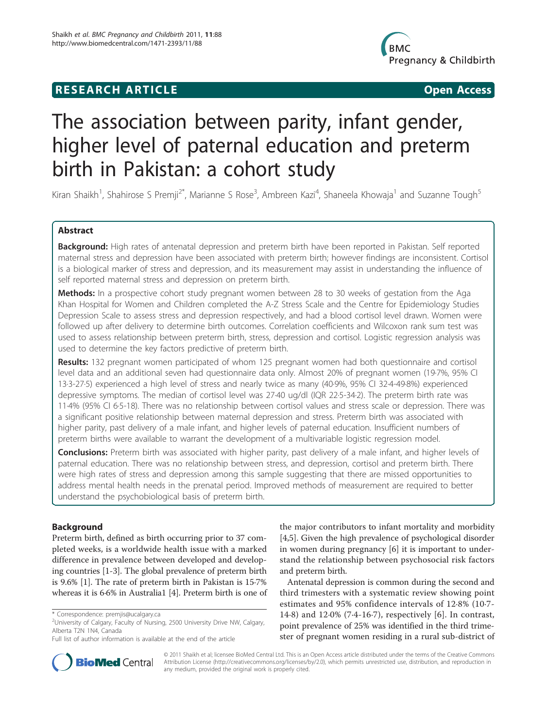# The association between parity, infant gender, higher level of paternal education and preterm birth in Pakistan: a cohort study

Kiran Shaikh[1], Shahirose S Premji[2*], Marianne S Rose[3], Ambreen Kazi[4], Shaneela Khowaja[1] and Suzanne Tough[5]

## Abstract

**Background:** High rates of antenatal depression and preterm birth have been reported in Pakistan. Self reported maternal stress and depression have been associated with preterm birth; however findings are inconsistent. Cortisol is a biological marker of stress and depression, and its measurement may assist in understanding the influence of self reported maternal stress and depression on preterm birth.

**Methods:** In a prospective cohort study pregnant women between 28 to 30 weeks of gestation from the Aga Khan Hospital for Women and Children completed the A-Z Stress Scale and the Centre for Epidemiology Studies Depression Scale to assess stress and depression respectively, and had a blood cortisol level drawn. Women were followed up after delivery to determine birth outcomes. Correlation coefficients and Wilcoxon rank sum test was used to assess relationship between preterm birth, stress, depression and cortisol. Logistic regression analysis was used to determine the key factors predictive of preterm birth.

**Results:** 132 pregnant women participated of whom 125 pregnant women had both questionnaire and cortisol level data and an additional seven had questionnaire data only. Almost 20% of pregnant women (19·7%, 95% CI 13·3-27·5) experienced a high level of stress and nearly twice as many (40·9%, 95% CI 32·4-49·8%) experienced depressive symptoms. The median of cortisol level was 27·40 ug/dl (IQR 22·5-34·2). The preterm birth rate was 11·4% (95% CI 6·5-18). There was no relationship between cortisol values and stress scale or depression. There was a significant positive relationship between maternal depression and stress. Preterm birth was associated with higher parity, past delivery of a male infant, and higher levels of paternal education. Insufficient numbers of preterm births were available to warrant the development of a multivariable logistic regression model.

**Conclusions:** Preterm birth was associated with higher parity, past delivery of a male infant, and higher levels of paternal education. There was no relationship between stress, and depression, cortisol and preterm birth. There were high rates of stress and depression among this sample suggesting that there are missed opportunities to address mental health needs in the prenatal period. Improved methods of measurement are required to better understand the psychobiological basis of preterm birth.

## Background

Preterm birth, defined as birth occurring prior to 37 completed weeks, is a worldwide health issue with a marked difference in prevalence between developed and developing countries [1-3]. The global prevalence of preterm birth is 9.6% [1]. The rate of preterm birth in Pakistan is 15·7% whereas it is 6·6% in Australia1 [4]. Preterm birth is one of the major contributors to infant mortality and morbidity [4,5]. Given the high prevalence of psychological disorder in women during pregnancy [6] it is important to understand the relationship between psychosocial risk factors and preterm birth.

Antenatal depression is common during the second and third trimesters with a systematic review showing point estimates and 95% confidence intervals of 12·8% (10·7-14·8) and 12·0% (7·4-16·7), respectively [6]. In contrast, point prevalence of 25% was identified in the third trimester of pregnant women residing in a rural sub-district of

\* Correspondence: premjis@ucalgary.ca
[2]University of Calgary, Faculty of Nursing, 2500 University Drive NW, Calgary, Alberta T2N 1N4, Canada
Full list of author information is available at the end of the article

© 2011 Shaikh et al; licensee BioMed Central Ltd. This is an Open Access article distributed under the terms of the Creative Commons Attribution License (http://creativecommons.org/licenses/by/2.0), which permits unrestricted use, distribution, and reproduction in any medium, provided the original work is properly cited.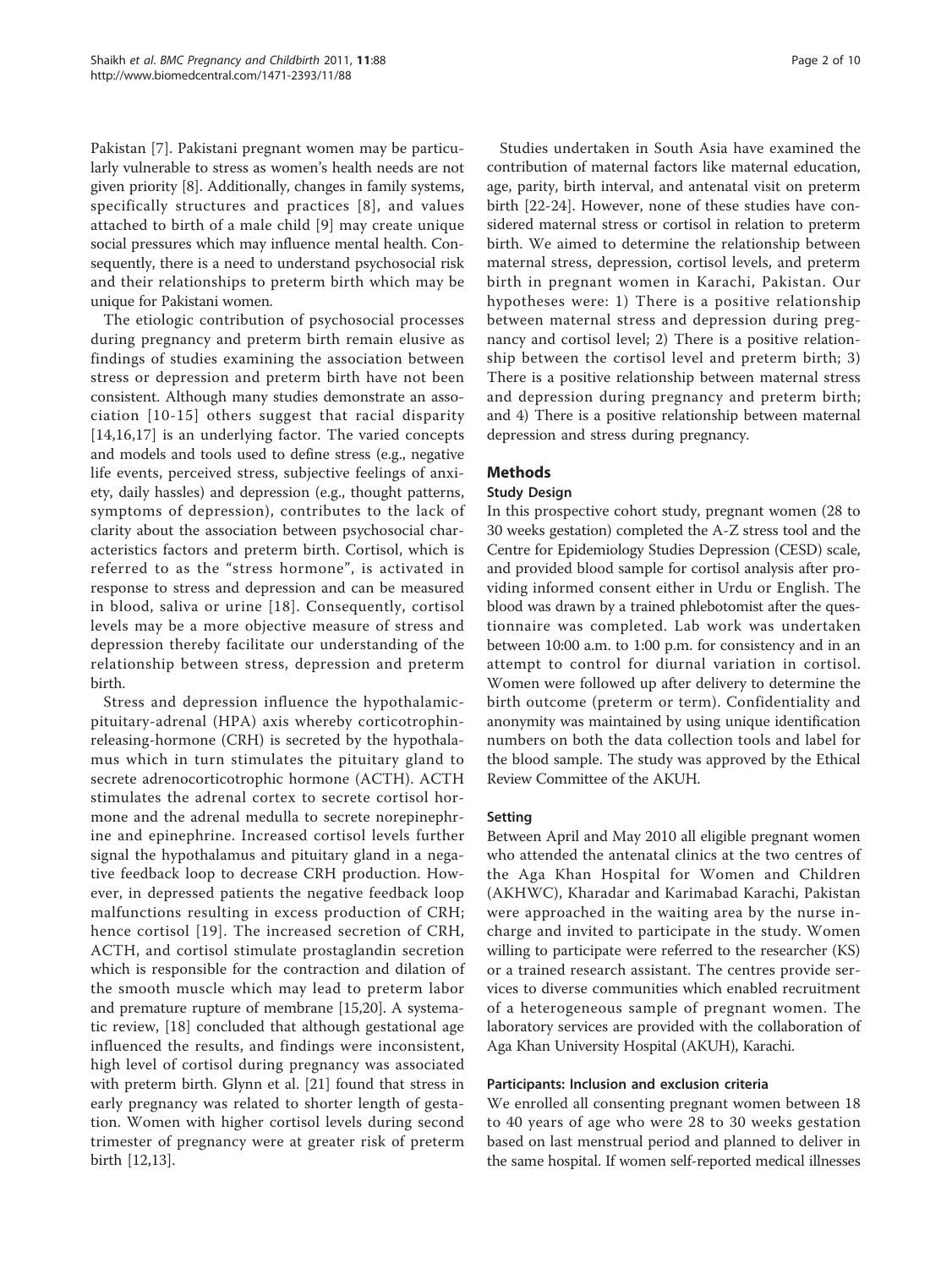Pakistan [7]. Pakistani pregnant women may be particularly vulnerable to stress as women's health needs are not given priority [8]. Additionally, changes in family systems, specifically structures and practices [8], and values attached to birth of a male child [9] may create unique social pressures which may influence mental health. Consequently, there is a need to understand psychosocial risk and their relationships to preterm birth which may be unique for Pakistani women.

The etiologic contribution of psychosocial processes during pregnancy and preterm birth remain elusive as findings of studies examining the association between stress or depression and preterm birth have not been consistent. Although many studies demonstrate an association [10-15] others suggest that racial disparity [14,16,17] is an underlying factor. The varied concepts and models and tools used to define stress (e.g., negative life events, perceived stress, subjective feelings of anxiety, daily hassles) and depression (e.g., thought patterns, symptoms of depression), contributes to the lack of clarity about the association between psychosocial characteristics factors and preterm birth. Cortisol, which is referred to as the "stress hormone", is activated in response to stress and depression and can be measured in blood, saliva or urine [18]. Consequently, cortisol levels may be a more objective measure of stress and depression thereby facilitate our understanding of the relationship between stress, depression and preterm birth.

Stress and depression influence the hypothalamic-pituitary-adrenal (HPA) axis whereby corticotrophin-releasing-hormone (CRH) is secreted by the hypothalamus which in turn stimulates the pituitary gland to secrete adrenocorticotrophic hormone (ACTH). ACTH stimulates the adrenal cortex to secrete cortisol hormone and the adrenal medulla to secrete norepinephrine and epinephrine. Increased cortisol levels further signal the hypothalamus and pituitary gland in a negative feedback loop to decrease CRH production. However, in depressed patients the negative feedback loop malfunctions resulting in excess production of CRH; hence cortisol [19]. The increased secretion of CRH, ACTH, and cortisol stimulate prostaglandin secretion which is responsible for the contraction and dilation of the smooth muscle which may lead to preterm labor and premature rupture of membrane [15,20]. A systematic review, [18] concluded that although gestational age influenced the results, and findings were inconsistent, high level of cortisol during pregnancy was associated with preterm birth. Glynn et al. [21] found that stress in early pregnancy was related to shorter length of gestation. Women with higher cortisol levels during second trimester of pregnancy were at greater risk of preterm birth [12,13].

Studies undertaken in South Asia have examined the contribution of maternal factors like maternal education, age, parity, birth interval, and antenatal visit on preterm birth [22-24]. However, none of these studies have considered maternal stress or cortisol in relation to preterm birth. We aimed to determine the relationship between maternal stress, depression, cortisol levels, and preterm birth in pregnant women in Karachi, Pakistan. Our hypotheses were: 1) There is a positive relationship between maternal stress and depression during pregnancy and cortisol level; 2) There is a positive relationship between the cortisol level and preterm birth; 3) There is a positive relationship between maternal stress and depression during pregnancy and preterm birth; and 4) There is a positive relationship between maternal depression and stress during pregnancy.

## Methods

### Study Design

In this prospective cohort study, pregnant women (28 to 30 weeks gestation) completed the A-Z stress tool and the Centre for Epidemiology Studies Depression (CESD) scale, and provided blood sample for cortisol analysis after providing informed consent either in Urdu or English. The blood was drawn by a trained phlebotomist after the questionnaire was completed. Lab work was undertaken between 10:00 a.m. to 1:00 p.m. for consistency and in an attempt to control for diurnal variation in cortisol. Women were followed up after delivery to determine the birth outcome (preterm or term). Confidentiality and anonymity was maintained by using unique identification numbers on both the data collection tools and label for the blood sample. The study was approved by the Ethical Review Committee of the AKUH.

### Setting

Between April and May 2010 all eligible pregnant women who attended the antenatal clinics at the two centres of the Aga Khan Hospital for Women and Children (AKHWC), Kharadar and Karimabad Karachi, Pakistan were approached in the waiting area by the nurse in-charge and invited to participate in the study. Women willing to participate were referred to the researcher (KS) or a trained research assistant. The centres provide services to diverse communities which enabled recruitment of a heterogeneous sample of pregnant women. The laboratory services are provided with the collaboration of Aga Khan University Hospital (AKUH), Karachi.

### Participants: Inclusion and exclusion criteria

We enrolled all consenting pregnant women between 18 to 40 years of age who were 28 to 30 weeks gestation based on last menstrual period and planned to deliver in the same hospital. If women self-reported medical illnesses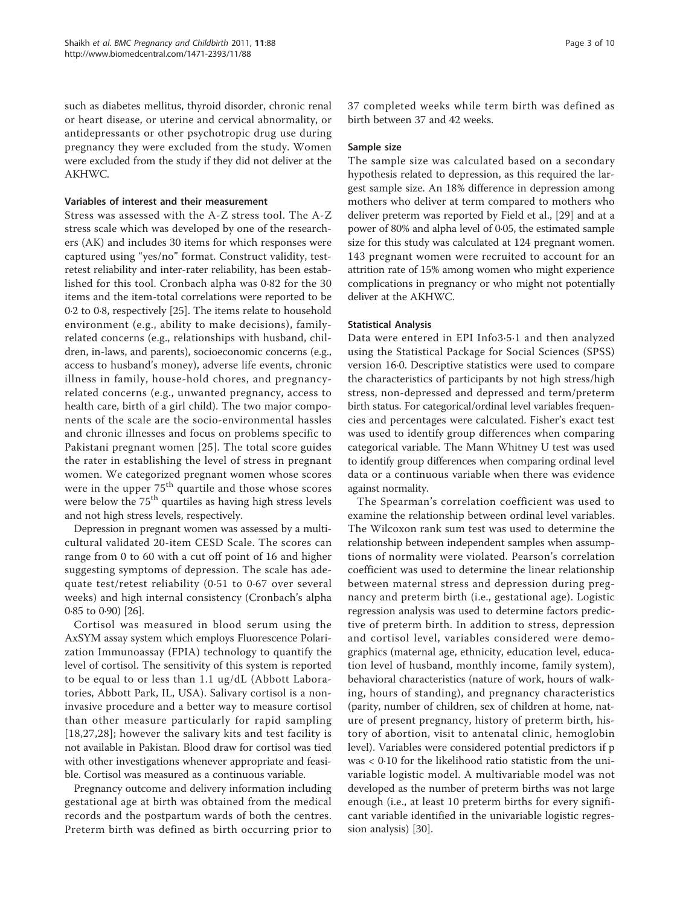such as diabetes mellitus, thyroid disorder, chronic renal or heart disease, or uterine and cervical abnormality, or antidepressants or other psychotropic drug use during pregnancy they were excluded from the study. Women were excluded from the study if they did not deliver at the AKHWC.

#### Variables of interest and their measurement

Stress was assessed with the A-Z stress tool. The A-Z stress scale which was developed by one of the researchers (AK) and includes 30 items for which responses were captured using "yes/no" format. Construct validity, test-retest reliability and inter-rater reliability, has been established for this tool. Cronbach alpha was 0·82 for the 30 items and the item-total correlations were reported to be 0·2 to 0·8, respectively [25]. The items relate to household environment (e.g., ability to make decisions), family-related concerns (e.g., relationships with husband, children, in-laws, and parents), socioeconomic concerns (e.g., access to husband's money), adverse life events, chronic illness in family, house-hold chores, and pregnancy-related concerns (e.g., unwanted pregnancy, access to health care, birth of a girl child). The two major components of the scale are the socio-environmental hassles and chronic illnesses and focus on problems specific to Pakistani pregnant women [25]. The total score guides the rater in establishing the level of stress in pregnant women. We categorized pregnant women whose scores were in the upper 75th quartile and those whose scores were below the 75th quartiles as having high stress levels and not high stress levels, respectively.

Depression in pregnant women was assessed by a multicultural validated 20-item CESD Scale. The scores can range from 0 to 60 with a cut off point of 16 and higher suggesting symptoms of depression. The scale has adequate test/retest reliability (0·51 to 0·67 over several weeks) and high internal consistency (Cronbach's alpha 0·85 to 0·90) [26].

Cortisol was measured in blood serum using the AxSYM assay system which employs Fluorescence Polarization Immunoassay (FPIA) technology to quantify the level of cortisol. The sensitivity of this system is reported to be equal to or less than 1.1 ug/dL (Abbott Laboratories, Abbott Park, IL, USA). Salivary cortisol is a non-invasive procedure and a better way to measure cortisol than other measure particularly for rapid sampling [18,27,28]; however the salivary kits and test facility is not available in Pakistan. Blood draw for cortisol was tied with other investigations whenever appropriate and feasible. Cortisol was measured as a continuous variable.

Pregnancy outcome and delivery information including gestational age at birth was obtained from the medical records and the postpartum wards of both the centres. Preterm birth was defined as birth occurring prior to 37 completed weeks while term birth was defined as birth between 37 and 42 weeks.

#### Sample size

The sample size was calculated based on a secondary hypothesis related to depression, as this required the largest sample size. An 18% difference in depression among mothers who deliver at term compared to mothers who deliver preterm was reported by Field et al., [29] and at a power of 80% and alpha level of 0·05, the estimated sample size for this study was calculated at 124 pregnant women. 143 pregnant women were recruited to account for an attrition rate of 15% among women who might experience complications in pregnancy or who might not potentially deliver at the AKHWC.

#### Statistical Analysis

Data were entered in EPI Info3·5·1 and then analyzed using the Statistical Package for Social Sciences (SPSS) version 16·0. Descriptive statistics were used to compare the characteristics of participants by not high stress/high stress, non-depressed and depressed and term/preterm birth status. For categorical/ordinal level variables frequencies and percentages were calculated. Fisher's exact test was used to identify group differences when comparing categorical variable. The Mann Whitney U test was used to identify group differences when comparing ordinal level data or a continuous variable when there was evidence against normality.

The Spearman's correlation coefficient was used to examine the relationship between ordinal level variables. The Wilcoxon rank sum test was used to determine the relationship between independent samples when assumptions of normality were violated. Pearson's correlation coefficient was used to determine the linear relationship between maternal stress and depression during pregnancy and preterm birth (i.e., gestational age). Logistic regression analysis was used to determine factors predictive of preterm birth. In addition to stress, depression and cortisol level, variables considered were demographics (maternal age, ethnicity, education level, education level of husband, monthly income, family system), behavioral characteristics (nature of work, hours of walking, hours of standing), and pregnancy characteristics (parity, number of children, sex of children at home, nature of present pregnancy, history of preterm birth, history of abortion, visit to antenatal clinic, hemoglobin level). Variables were considered potential predictors if p was < 0·10 for the likelihood ratio statistic from the univariable logistic model. A multivariable model was not developed as the number of preterm births was not large enough (i.e., at least 10 preterm births for every significant variable identified in the univariable logistic regression analysis) [30].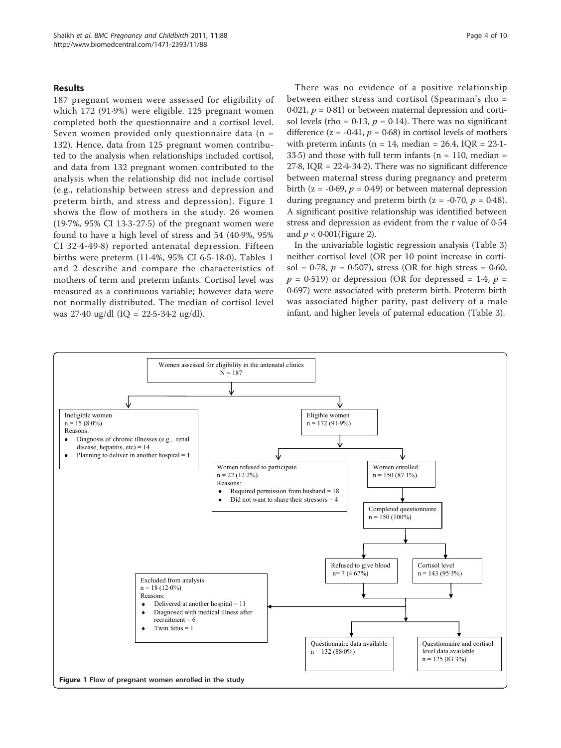## Results

187 pregnant women were assessed for eligibility of which 172 (91·9%) were eligible. 125 pregnant women completed both the questionnaire and a cortisol level. Seven women provided only questionnaire data (n = 132). Hence, data from 125 pregnant women contributed to the analysis when relationships included cortisol, and data from 132 pregnant women contributed to the analysis when the relationship did not include cortisol (e.g., relationship between stress and depression and preterm birth, and stress and depression). Figure 1 shows the flow of mothers in the study. 26 women (19·7%, 95% CI 13·3-27·5) of the pregnant women were found to have a high level of stress and 54 (40·9%, 95% CI 32·4-49·8) reported antenatal depression. Fifteen births were preterm (11·4%, 95% CI 6·5-18·0). Tables 1 and 2 describe and compare the characteristics of mothers of term and preterm infants. Cortisol level was measured as a continuous variable; however data were not normally distributed. The median of cortisol level was 27·40 ug/dl (IQ = 22·5-34·2 ug/dl).

There was no evidence of a positive relationship between either stress and cortisol (Spearman's rho = 0·021, $p$ = 0·81) or between maternal depression and cortisol levels (rho = 0·13, $p$ = 0·14). There was no significant difference (z = -0·41, $p$ = 0·68) in cortisol levels of mothers with preterm infants (n = 14, median = 26.4, IQR = 23·1-33·5) and those with full term infants (n = 110, median = 27·8, IQR = 22·4-34·2). There was no significant difference between maternal stress during pregnancy and preterm birth (z = -0·69, $p$ = 0·49) or between maternal depression during pregnancy and preterm birth (z = -0·70, $p$ = 0·48). A significant positive relationship was identified between stress and depression as evident from the r value of 0·54 and $p$ < 0·001(Figure 2).

In the univariable logistic regression analysis (Table 3) neither cortisol level (OR per 10 point increase in cortisol = 0·78, $p$ = 0·507), stress (OR for high stress = 0·60, $p$ = 0·519) or depression (OR for depressed = 1·4, $p$ = 0·697) were associated with preterm birth. Preterm birth was associated higher parity, past delivery of a male infant, and higher levels of paternal education (Table 3).

Women assessed for eligibility in the antenatal clinics
N = 187

Ineligible women
n = 15 (8·0%)
Reasons:
- Diagnosis of chronic illnesses (e.g., renal disease, hepatitis, etc) = 14
- Planning to deliver in another hospital = 1

Eligible women
n = 172 (91·9%)

Women refused to participate
n = 22 (12·2%)
Reasons:
- Required permission from husband = 18
- Did not want to share their stressors = 4

Women enrolled
n = 150 (87·1%)

Completed questionnaire
n = 150 (100%)

Refused to give blood
n= 7 (4·67%)

Cortisol level
n = 143 (95·3%)

Excluded from analysis
n = 18 (12·0%)
Reasons:
- Delivered at another hospital = 11
- Diagnosed with medical illness after recruitment = 6
- Twin fetus = 1

Questionnaire data available
n = 132 (88·0%)

Questionnaire and cortisol level data available
n = 125 (83·3%)

**Figure 1 Flow of pregnant women enrolled in the study**.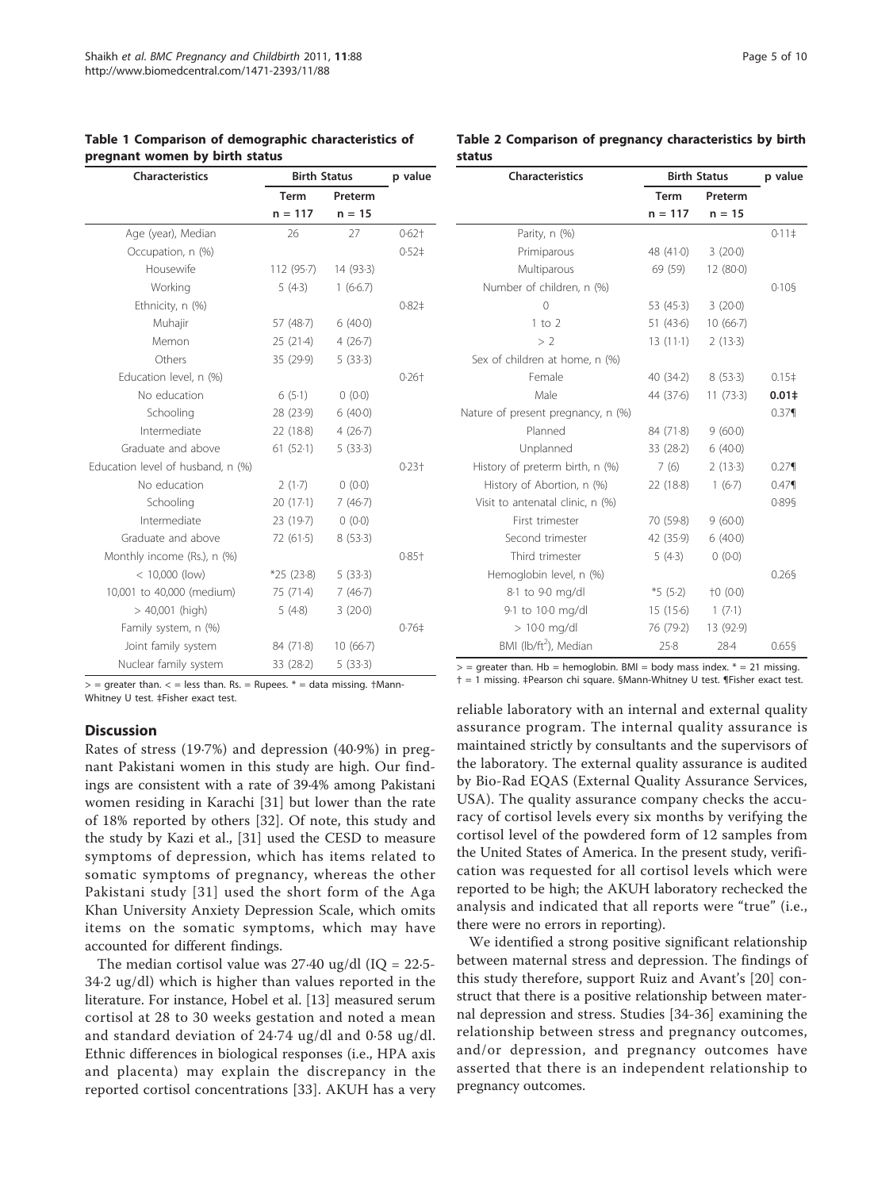**Table 1 Comparison of demographic characteristics of pregnant women by birth status**

| Characteristics | Birth Status | | p value |
|---|---|---|---|
| | Term | Preterm | |
| | n = 117 | n = 15 | |
| Age (year), Median | 26 | 27 | 0·62† |
| Occupation, n (%) | | | 0·52‡ |
| Housewife | 112 (95·7) | 14 (93·3) | |
| Working | 5 (4·3) | 1 (6·6.7) | |
| Ethnicity, n (%) | | | 0·82‡ |
| Muhajir | 57 (48·7) | 6 (40·0) | |
| Memon | 25 (21·4) | 4 (26·7) | |
| Others | 35 (29·9) | 5 (33·3) | |
| Education level, n (%) | | | 0·26† |
| No education | 6 (5·1) | 0 (0·0) | |
| Schooling | 28 (23·9) | 6 (40·0) | |
| Intermediate | 22 (18·8) | 4 (26·7) | |
| Graduate and above | 61 (52·1) | 5 (33·3) | |
| Education level of husband, n (%) | | | 0·23† |
| No education | 2 (1·7) | 0 (0·0) | |
| Schooling | 20 (17·1) | 7 (46·7) | |
| Intermediate | 23 (19·7) | 0 (0·0) | |
| Graduate and above | 72 (61·5) | 8 (53·3) | |
| Monthly income (Rs.), n (%) | | | 0·85† |
| < 10,000 (low) | *25 (23·8) | 5 (33·3) | |
| 10,001 to 40,000 (medium) | 75 (71·4) | 7 (46·7) | |
| > 40,001 (high) | 5 (4·8) | 3 (20·0) | |
| Family system, n (%) | | | 0·76‡ |
| Joint family system | 84 (71·8) | 10 (66·7) | |
| Nuclear family system | 33 (28·2) | 5 (33·3) | |

> = greater than. < = less than. Rs. = Rupees. * = data missing. †Mann-Whitney U test. ‡Fisher exact test.

**Table 2 Comparison of pregnancy characteristics by birth status**

| Characteristics | Birth Status | | p value |
|---|---|---|---|
| | Term | Preterm | |
| | n = 117 | n = 15 | |
| Parity, n (%) | | | 0·11‡ |
| Primiparous | 48 (41·0) | 3 (20·0) | |
| Multiparous | 69 (59) | 12 (80·0) | |
| Number of children, n (%) | | | 0·10§ |
| 0 | 53 (45·3) | 3 (20·0) | |
| 1 to 2 | 51 (43·6) | 10 (66·7) | |
| > 2 | 13 (11·1) | 2 (13·3) | |
| Sex of children at home, n (%) | | | |
| Female | 40 (34·2) | 8 (53·3) | 0·15‡ |
| Male | 44 (37·6) | 11 (73·3) | **0·01‡** |
| Nature of present pregnancy, n (%) | | | 0·37¶ |
| Planned | 84 (71·8) | 9 (60·0) | |
| Unplanned | 33 (28·2) | 6 (40·0) | |
| History of preterm birth, n (%) | 7 (6) | 2 (13·3) | 0·27¶ |
| History of Abortion, n (%) | 22 (18·8) | 1 (6·7) | 0·47¶ |
| Visit to antenatal clinic, n (%) | | | 0·89§ |
| First trimester | 70 (59·8) | 9 (60·0) | |
| Second trimester | 42 (35·9) | 6 (40·0) | |
| Third trimester | 5 (4·3) | 0 (0·0) | |
| Hemoglobin level, n (%) | | | 0·26§ |
| 8·1 to 9·0 mg/dl | *5 (5·2) | †0 (0·0) | |
| 9·1 to 10·0 mg/dl | 15 (15·6) | 1 (7·1) | |
| > 10·0 mg/dl | 76 (79·2) | 13 (92·9) | |
| BMI (lb/ft$^2$), Median | 25·8 | 28·4 | 0·65§ |

> = greater than. Hb = hemoglobin. BMI = body mass index. * = 21 missing. † = 1 missing. ‡Pearson chi square. §Mann-Whitney U test. ¶Fisher exact test.

## Discussion

Rates of stress (19·7%) and depression (40·9%) in pregnant Pakistani women in this study are high. Our findings are consistent with a rate of 39·4% among Pakistani women residing in Karachi [31] but lower than the rate of 18% reported by others [32]. Of note, this study and the study by Kazi et al., [31] used the CESD to measure symptoms of depression, which has items related to somatic symptoms of pregnancy, whereas the other Pakistani study [31] used the short form of the Aga Khan University Anxiety Depression Scale, which omits items on the somatic symptoms, which may have accounted for different findings.

The median cortisol value was 27·40 ug/dl (IQ = 22·5-34·2 ug/dl) which is higher than values reported in the literature. For instance, Hobel et al. [13] measured serum cortisol at 28 to 30 weeks gestation and noted a mean and standard deviation of 24·74 ug/dl and 0·58 ug/dl. Ethnic differences in biological responses (i.e., HPA axis and placenta) may explain the discrepancy in the reported cortisol concentrations [33]. AKUH has a very reliable laboratory with an internal and external quality assurance program. The internal quality assurance is maintained strictly by consultants and the supervisors of the laboratory. The external quality assurance is audited by Bio-Rad EQAS (External Quality Assurance Services, USA). The quality assurance company checks the accuracy of cortisol levels every six months by verifying the cortisol level of the powdered form of 12 samples from the United States of America. In the present study, verification was requested for all cortisol levels which were reported to be high; the AKUH laboratory rechecked the analysis and indicated that all reports were "true" (i.e., there were no errors in reporting).

We identified a strong positive significant relationship between maternal stress and depression. The findings of this study therefore, support Ruiz and Avant's [20] construct that there is a positive relationship between maternal depression and stress. Studies [34-36] examining the relationship between stress and pregnancy outcomes, and/or depression, and pregnancy outcomes have asserted that there is an independent relationship to pregnancy outcomes.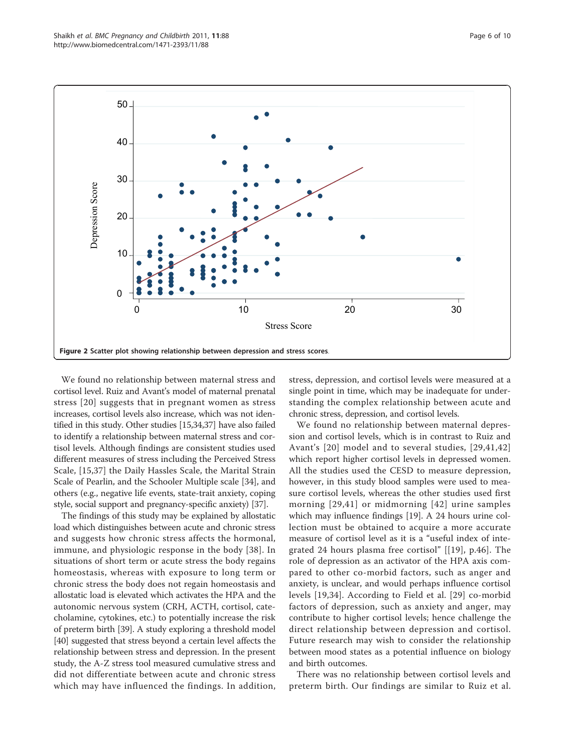Figure 2 Scatter plot showing relationship between depression and stress scores.

We found no relationship between maternal stress and cortisol level. Ruiz and Avant's model of maternal prenatal stress [20] suggests that in pregnant women as stress increases, cortisol levels also increase, which was not identified in this study. Other studies [15,34,37] have also failed to identify a relationship between maternal stress and cortisol levels. Although findings are consistent studies used different measures of stress including the Perceived Stress Scale, [15,37] the Daily Hassles Scale, the Marital Strain Scale of Pearlin, and the Schooler Multiple scale [34], and others (e.g., negative life events, state-trait anxiety, coping style, social support and pregnancy-specific anxiety) [37].

The findings of this study may be explained by allostatic load which distinguishes between acute and chronic stress and suggests how chronic stress affects the hormonal, immune, and physiologic response in the body [38]. In situations of short term or acute stress the body regains homeostasis, whereas with exposure to long term or chronic stress the body does not regain homeostasis and allostatic load is elevated which activates the HPA and the autonomic nervous system (CRH, ACTH, cortisol, catecholamine, cytokines, etc.) to potentially increase the risk of preterm birth [39]. A study exploring a threshold model [40] suggested that stress beyond a certain level affects the relationship between stress and depression. In the present study, the A-Z stress tool measured cumulative stress and did not differentiate between acute and chronic stress which may have influenced the findings. In addition, stress, depression, and cortisol levels were measured at a single point in time, which may be inadequate for understanding the complex relationship between acute and chronic stress, depression, and cortisol levels.

We found no relationship between maternal depression and cortisol levels, which is in contrast to Ruiz and Avant's [20] model and to several studies, [29,41,42] which report higher cortisol levels in depressed women. All the studies used the CESD to measure depression, however, in this study blood samples were used to measure cortisol levels, whereas the other studies used first morning [29,41] or midmorning [42] urine samples which may influence findings [19]. A 24 hours urine collection must be obtained to acquire a more accurate measure of cortisol level as it is a "useful index of integrated 24 hours plasma free cortisol" [[19], p.46]. The role of depression as an activator of the HPA axis compared to other co-morbid factors, such as anger and anxiety, is unclear, and would perhaps influence cortisol levels [19,34]. According to Field et al. [29] co-morbid factors of depression, such as anxiety and anger, may contribute to higher cortisol levels; hence challenge the direct relationship between depression and cortisol. Future research may wish to consider the relationship between mood states as a potential influence on biology and birth outcomes.

There was no relationship between cortisol levels and preterm birth. Our findings are similar to Ruiz et al.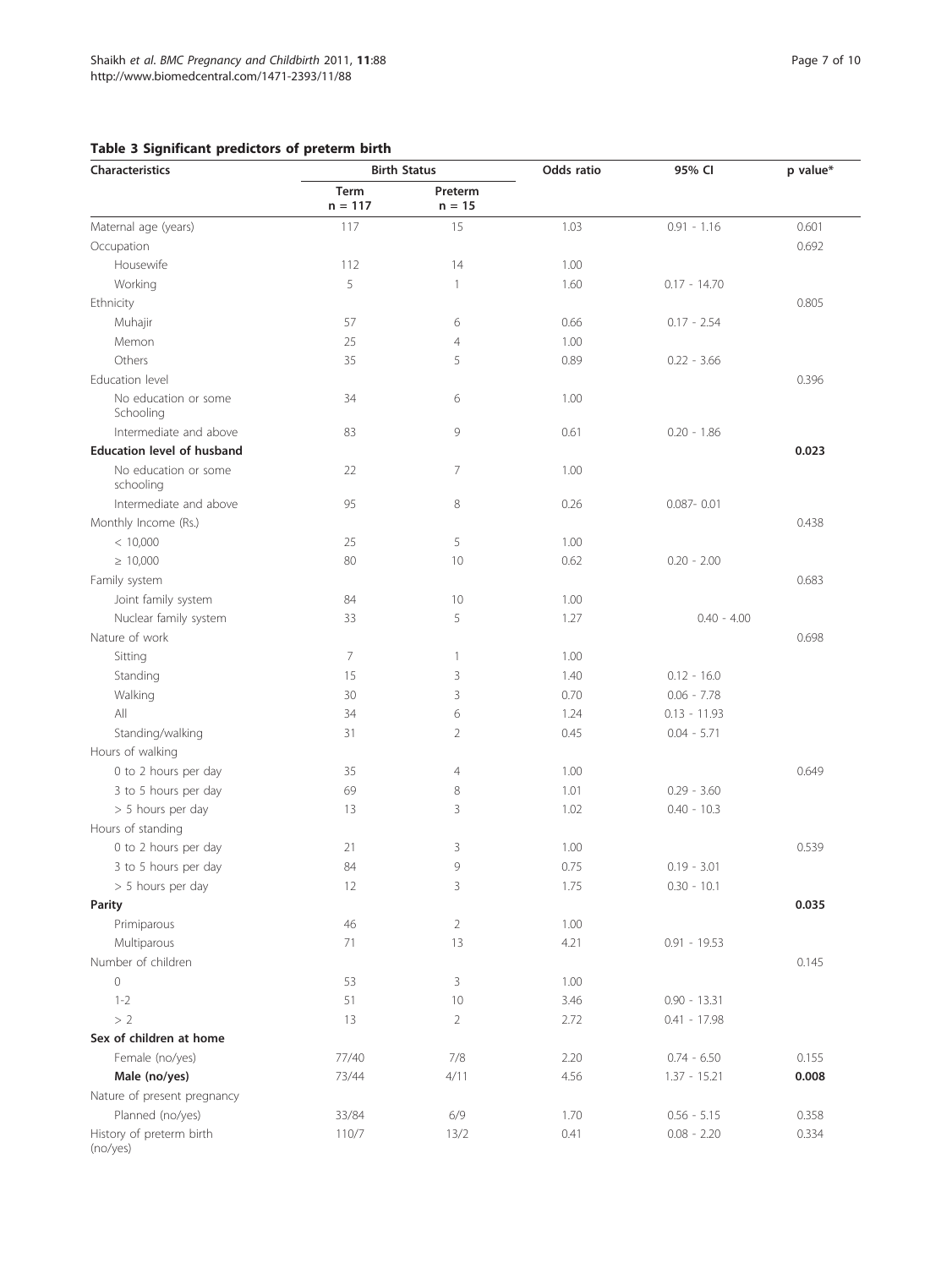## Table 3 Significant predictors of preterm birth

| Characteristics | Birth Status | | Odds ratio | 95% CI | p value* |
|---|---|---|---|---|---|
| | Term n = 117 | Preterm n = 15 | | | |
| Maternal age (years) | 117 | 15 | 1.03 | 0.91 - 1.16 | 0.601 |
| Occupation | | | | | 0.692 |
| Housewife | 112 | 14 | 1.00 | | |
| Working | 5 | 1 | 1.60 | 0.17 - 14.70 | |
| Ethnicity | | | | | 0.805 |
| Muhajir | 57 | 6 | 0.66 | 0.17 - 2.54 | |
| Memon | 25 | 4 | 1.00 | | |
| Others | 35 | 5 | 0.89 | 0.22 - 3.66 | |
| Education level | | | | | 0.396 |
| No education or some Schooling | 34 | 6 | 1.00 | | |
| Intermediate and above | 83 | 9 | 0.61 | 0.20 - 1.86 | |
| **Education level of husband** | | | | | **0.023** |
| No education or some schooling | 22 | 7 | 1.00 | | |
| Intermediate and above | 95 | 8 | 0.26 | 0.087- 0.01 | |
| Monthly Income (Rs.) | | | | | 0.438 |
| < 10,000 | 25 | 5 | 1.00 | | |
| ≥ 10,000 | 80 | 10 | 0.62 | 0.20 - 2.00 | |
| Family system | | | | | 0.683 |
| Joint family system | 84 | 10 | 1.00 | | |
| Nuclear family system | 33 | 5 | 1.27 | 0.40 - 4.00 | |
| Nature of work | | | | | 0.698 |
| Sitting | 7 | 1 | 1.00 | | |
| Standing | 15 | 3 | 1.40 | 0.12 - 16.0 | |
| Walking | 30 | 3 | 0.70 | 0.06 - 7.78 | |
| All | 34 | 6 | 1.24 | 0.13 - 11.93 | |
| Standing/walking | 31 | 2 | 0.45 | 0.04 - 5.71 | |
| Hours of walking | | | | | |
| 0 to 2 hours per day | 35 | 4 | 1.00 | | 0.649 |
| 3 to 5 hours per day | 69 | 8 | 1.01 | 0.29 - 3.60 | |
| > 5 hours per day | 13 | 3 | 1.02 | 0.40 - 10.3 | |
| Hours of standing | | | | | |
| 0 to 2 hours per day | 21 | 3 | 1.00 | | 0.539 |
| 3 to 5 hours per day | 84 | 9 | 0.75 | 0.19 - 3.01 | |
| > 5 hours per day | 12 | 3 | 1.75 | 0.30 - 10.1 | |
| **Parity** | | | | | **0.035** |
| Primiparous | 46 | 2 | 1.00 | | |
| Multiparous | 71 | 13 | 4.21 | 0.91 - 19.53 | |
| Number of children | | | | | 0.145 |
| 0 | 53 | 3 | 1.00 | | |
| 1-2 | 51 | 10 | 3.46 | 0.90 - 13.31 | |
| > 2 | 13 | 2 | 2.72 | 0.41 - 17.98 | |
| **Sex of children at home** | | | | | |
| Female (no/yes) | 77/40 | 7/8 | 2.20 | 0.74 - 6.50 | 0.155 |
| **Male (no/yes)** | 73/44 | 4/11 | 4.56 | 1.37 - 15.21 | **0.008** |
| Nature of present pregnancy | | | | | |
| Planned (no/yes) | 33/84 | 6/9 | 1.70 | 0.56 - 5.15 | 0.358 |
| History of preterm birth (no/yes) | 110/7 | 13/2 | 0.41 | 0.08 - 2.20 | 0.334 |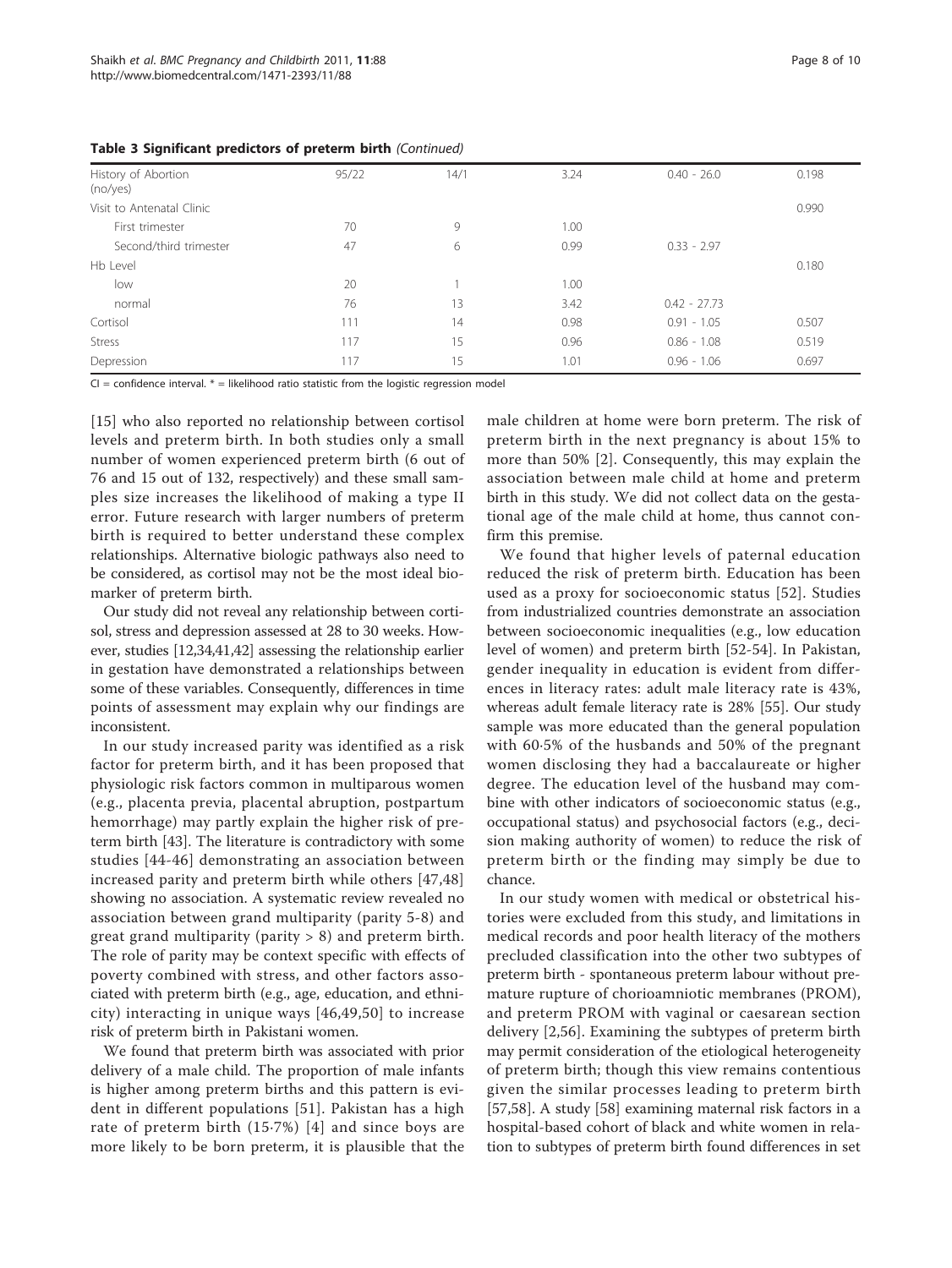**Table 3 Significant predictors of preterm birth** *(Continued)*

| | | | | | |
|---|---|---|---|---|---|
| History of Abortion (no/yes) | 95/22 | 14/1 | 3.24 | 0.40 - 26.0 | 0.198 |
| Visit to Antenatal Clinic | | | | | 0.990 |
| First trimester | 70 | 9 | 1.00 | | |
| Second/third trimester | 47 | 6 | 0.99 | 0.33 - 2.97 | |
| Hb Level | | | | | 0.180 |
| low | 20 | 1 | 1.00 | | |
| normal | 76 | 13 | 3.42 | 0.42 - 27.73 | |
| Cortisol | 111 | 14 | 0.98 | 0.91 - 1.05 | 0.507 |
| Stress | 117 | 15 | 0.96 | 0.86 - 1.08 | 0.519 |
| Depression | 117 | 15 | 1.01 | 0.96 - 1.06 | 0.697 |

CI = confidence interval. * = likelihood ratio statistic from the logistic regression model

[15] who also reported no relationship between cortisol levels and preterm birth. In both studies only a small number of women experienced preterm birth (6 out of 76 and 15 out of 132, respectively) and these small samples size increases the likelihood of making a type II error. Future research with larger numbers of preterm birth is required to better understand these complex relationships. Alternative biologic pathways also need to be considered, as cortisol may not be the most ideal biomarker of preterm birth.

Our study did not reveal any relationship between cortisol, stress and depression assessed at 28 to 30 weeks. However, studies [12,34,41,42] assessing the relationship earlier in gestation have demonstrated a relationships between some of these variables. Consequently, differences in time points of assessment may explain why our findings are inconsistent.

In our study increased parity was identified as a risk factor for preterm birth, and it has been proposed that physiologic risk factors common in multiparous women (e.g., placenta previa, placental abruption, postpartum hemorrhage) may partly explain the higher risk of preterm birth [43]. The literature is contradictory with some studies [44-46] demonstrating an association between increased parity and preterm birth while others [47,48] showing no association. A systematic review revealed no association between grand multiparity (parity 5-8) and great grand multiparity (parity > 8) and preterm birth. The role of parity may be context specific with effects of poverty combined with stress, and other factors associated with preterm birth (e.g., age, education, and ethnicity) interacting in unique ways [46,49,50] to increase risk of preterm birth in Pakistani women.

We found that preterm birth was associated with prior delivery of a male child. The proportion of male infants is higher among preterm births and this pattern is evident in different populations [51]. Pakistan has a high rate of preterm birth (15·7%) [4] and since boys are more likely to be born preterm, it is plausible that the male children at home were born preterm. The risk of preterm birth in the next pregnancy is about 15% to more than 50% [2]. Consequently, this may explain the association between male child at home and preterm birth in this study. We did not collect data on the gestational age of the male child at home, thus cannot confirm this premise.

We found that higher levels of paternal education reduced the risk of preterm birth. Education has been used as a proxy for socioeconomic status [52]. Studies from industrialized countries demonstrate an association between socioeconomic inequalities (e.g., low education level of women) and preterm birth [52-54]. In Pakistan, gender inequality in education is evident from differences in literacy rates: adult male literacy rate is 43%, whereas adult female literacy rate is 28% [55]. Our study sample was more educated than the general population with 60·5% of the husbands and 50% of the pregnant women disclosing they had a baccalaureate or higher degree. The education level of the husband may combine with other indicators of socioeconomic status (e.g., occupational status) and psychosocial factors (e.g., decision making authority of women) to reduce the risk of preterm birth or the finding may simply be due to chance.

In our study women with medical or obstetrical histories were excluded from this study, and limitations in medical records and poor health literacy of the mothers precluded classification into the other two subtypes of preterm birth - spontaneous preterm labour without premature rupture of chorioamniotic membranes (PROM), and preterm PROM with vaginal or caesarean section delivery [2,56]. Examining the subtypes of preterm birth may permit consideration of the etiological heterogeneity of preterm birth; though this view remains contentious given the similar processes leading to preterm birth [57,58]. A study [58] examining maternal risk factors in a hospital-based cohort of black and white women in relation to subtypes of preterm birth found differences in set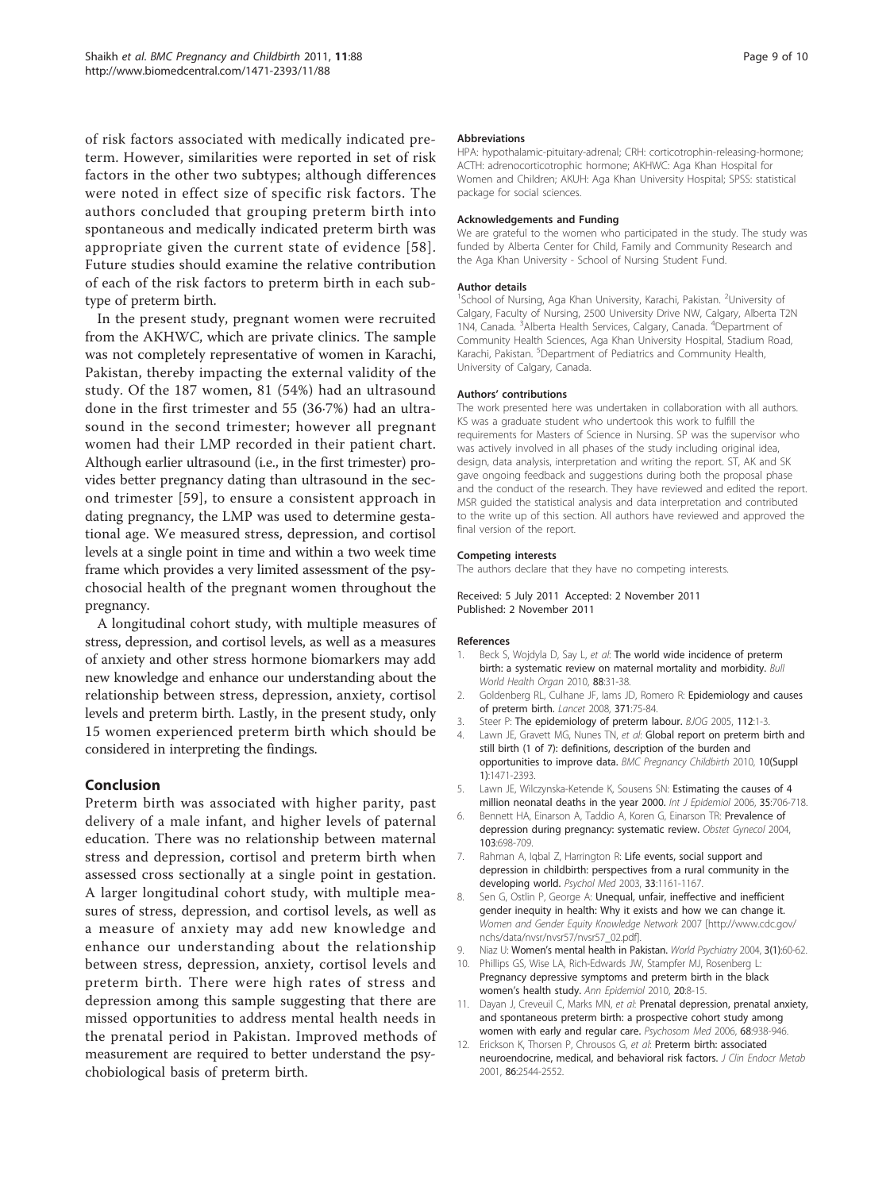of risk factors associated with medically indicated preterm. However, similarities were reported in set of risk factors in the other two subtypes; although differences were noted in effect size of specific risk factors. The authors concluded that grouping preterm birth into spontaneous and medically indicated preterm birth was appropriate given the current state of evidence [58]. Future studies should examine the relative contribution of each of the risk factors to preterm birth in each subtype of preterm birth.

In the present study, pregnant women were recruited from the AKHWC, which are private clinics. The sample was not completely representative of women in Karachi, Pakistan, thereby impacting the external validity of the study. Of the 187 women, 81 (54%) had an ultrasound done in the first trimester and 55 (36·7%) had an ultrasound in the second trimester; however all pregnant women had their LMP recorded in their patient chart. Although earlier ultrasound (i.e., in the first trimester) provides better pregnancy dating than ultrasound in the second trimester [59], to ensure a consistent approach in dating pregnancy, the LMP was used to determine gestational age. We measured stress, depression, and cortisol levels at a single point in time and within a two week time frame which provides a very limited assessment of the psychosocial health of the pregnant women throughout the pregnancy.

A longitudinal cohort study, with multiple measures of stress, depression, and cortisol levels, as well as a measures of anxiety and other stress hormone biomarkers may add new knowledge and enhance our understanding about the relationship between stress, depression, anxiety, cortisol levels and preterm birth. Lastly, in the present study, only 15 women experienced preterm birth which should be considered in interpreting the findings.

## Conclusion

Preterm birth was associated with higher parity, past delivery of a male infant, and higher levels of paternal education. There was no relationship between maternal stress and depression, cortisol and preterm birth when assessed cross sectionally at a single point in gestation. A larger longitudinal cohort study, with multiple measures of stress, depression, and cortisol levels, as well as a measure of anxiety may add new knowledge and enhance our understanding about the relationship between stress, depression, anxiety, cortisol levels and preterm birth. There were high rates of stress and depression among this sample suggesting that there are missed opportunities to address mental health needs in the prenatal period in Pakistan. Improved methods of measurement are required to better understand the psychobiological basis of preterm birth.

#### Abbreviations

HPA: hypothalamic-pituitary-adrenal; CRH: corticotrophin-releasing-hormone; ACTH: adrenocorticotrophic hormone; AKHWC: Aga Khan Hospital for Women and Children; AKUH: Aga Khan University Hospital; SPSS: statistical package for social sciences.

#### Acknowledgements and Funding

We are grateful to the women who participated in the study. The study was funded by Alberta Center for Child, Family and Community Research and the Aga Khan University - School of Nursing Student Fund.

#### Author details

[1]School of Nursing, Aga Khan University, Karachi, Pakistan. [2]University of Calgary, Faculty of Nursing, 2500 University Drive NW, Calgary, Alberta T2N 1N4, Canada. [3]Alberta Health Services, Calgary, Canada. [4]Department of Community Health Sciences, Aga Khan University Hospital, Stadium Road, Karachi, Pakistan. [5]Department of Pediatrics and Community Health, University of Calgary, Canada.

#### Authors' contributions

The work presented here was undertaken in collaboration with all authors. KS was a graduate student who undertook this work to fulfill the requirements for Masters of Science in Nursing. SP was the supervisor who was actively involved in all phases of the study including original idea, design, data analysis, interpretation and writing the report. ST, AK and SK gave ongoing feedback and suggestions during both the proposal phase and the conduct of the research. They have reviewed and edited the report. MSR guided the statistical analysis and data interpretation and contributed to the write up of this section. All authors have reviewed and approved the final version of the report.

#### Competing interests

The authors declare that they have no competing interests.

Received: 5 July 2011 Accepted: 2 November 2011
Published: 2 November 2011

#### References

1. Beck S, Wojdyla D, Say L, *et al*: **The world wide incidence of preterm birth: a systematic review on maternal mortality and morbidity.** *Bull World Health Organ* 2010, **88**:31-38.
2. Goldenberg RL, Culhane JF, Iams JD, Romero R: **Epidemiology and causes of preterm birth.** *Lancet* 2008, **371**:75-84.
3. Steer P: **The epidemiology of preterm labour.** *BJOG* 2005, **112**:1-3.
4. Lawn JE, Gravett MG, Nunes TN, *et al*: **Global report on preterm birth and still birth (1 of 7): definitions, description of the burden and opportunities to improve data.** *BMC Pregnancy Childbirth* 2010, **10(Suppl 1)**:1471-2393.
5. Lawn JE, Wilczynska-Ketende K, Sousens SN: **Estimating the causes of 4 million neonatal deaths in the year 2000.** *Int J Epidemiol* 2006, **35**:706-718.
6. Bennett HA, Einarson A, Taddio A, Koren G, Einarson TR: **Prevalence of depression during pregnancy: systematic review.** *Obstet Gynecol* 2004, **103**:698-709.
7. Rahman A, Iqbal Z, Harrington R: **Life events, social support and depression in childbirth: perspectives from a rural community in the developing world.** *Psychol Med* 2003, **33**:1161-1167.
8. Sen G, Ostlin P, George A: **Unequal, unfair, ineffective and inefficient gender inequity in health: Why it exists and how we can change it.** *Women and Gender Equity Knowledge Network* 2007 [http://www.cdc.gov/nchs/data/nvsr/nvsr57/nvsr57_02.pdf].
9. Niaz U: **Women's mental health in Pakistan.** *World Psychiatry* 2004, **3(1)**:60-62.
10. Phillips GS, Wise LA, Rich-Edwards JW, Stampfer MJ, Rosenberg L: **Pregnancy depressive symptoms and preterm birth in the black women's health study.** *Ann Epidemiol* 2010, **20**:8-15.
11. Dayan J, Creveuil C, Marks MN, *et al*: **Prenatal depression, prenatal anxiety, and spontaneous preterm birth: a prospective cohort study among women with early and regular care.** *Psychosom Med* 2006, **68**:938-946.
12. Erickson K, Thorsen P, Chrousos G, *et al*: **Preterm birth: associated neuroendocrine, medical, and behavioral risk factors.** *J Clin Endocr Metab* 2001, **86**:2544-2552.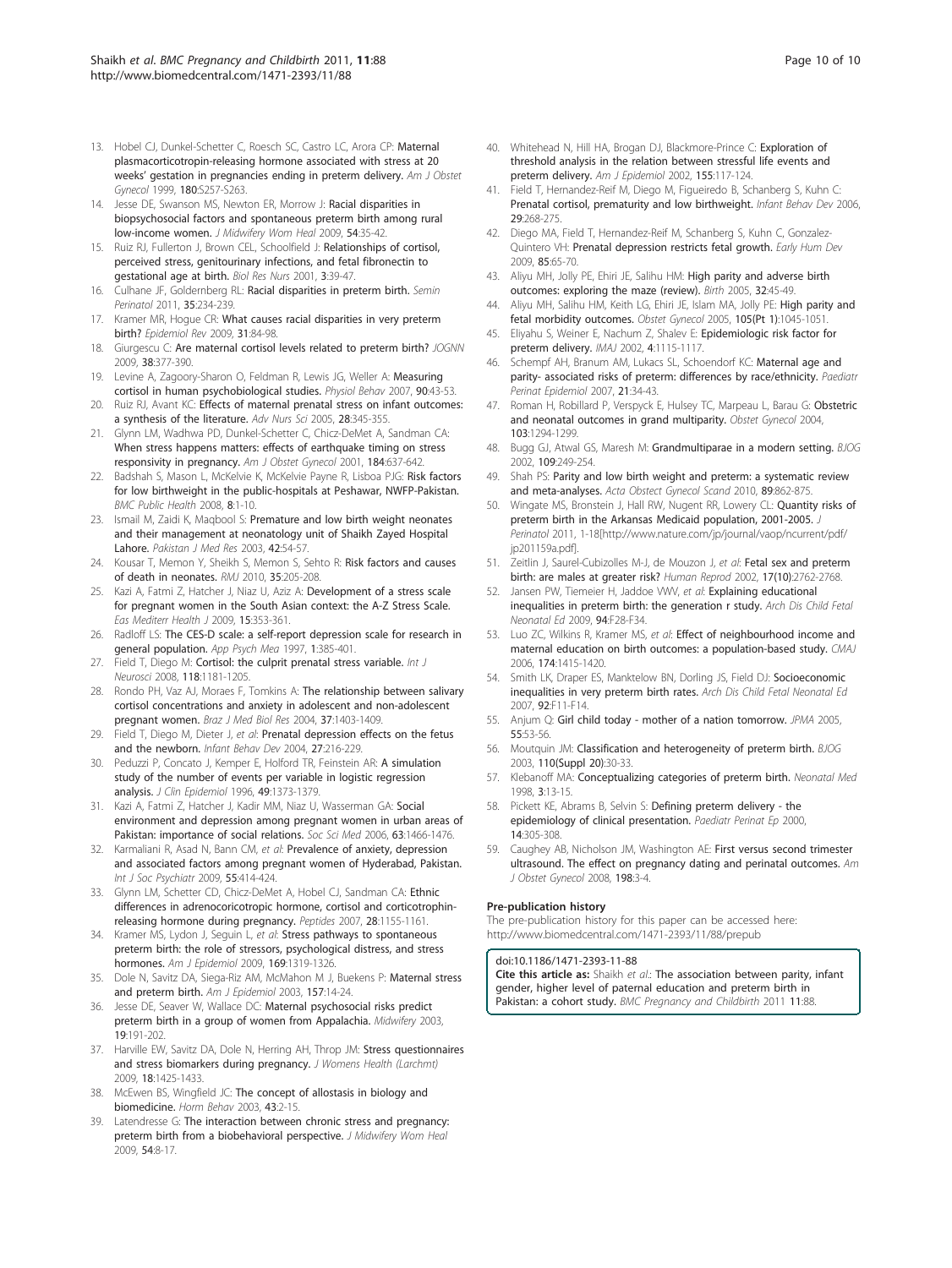13. Hobel CJ, Dunkel-Schetter C, Roesch SC, Castro LC, Arora CP: **Maternal plasmacorticotropin-releasing hormone associated with stress at 20 weeks' gestation in pregnancies ending in preterm delivery.** *Am J Obstet Gynecol* 1999, **180**:S257-S263.
14. Jesse DE, Swanson MS, Newton ER, Morrow J: **Racial disparities in biopsychosocial factors and spontaneous preterm birth among rural low-income women.** *J Midwifery Wom Heal* 2009, **54**:35-42.
15. Ruiz RJ, Fullerton J, Brown CEL, Schoolfield J: **Relationships of cortisol, perceived stress, genitourinary infections, and fetal fibronectin to gestational age at birth.** *Biol Res Nurs* 2001, **3**:39-47.
16. Culhane JF, Goldernberg RL: **Racial disparities in preterm birth.** *Semin Perinatol* 2011, **35**:234-239.
17. Kramer MR, Hogue CR: **What causes racial disparities in very preterm birth?** *Epidemiol Rev* 2009, **31**:84-98.
18. Giurgescu C: **Are maternal cortisol levels related to preterm birth?** *JOGNN* 2009, **38**:377-390.
19. Levine A, Zagoory-Sharon O, Feldman R, Lewis JG, Weller A: **Measuring cortisol in human psychobiological studies.** *Physiol Behav* 2007, **90**:43-53.
20. Ruiz RJ, Avant KC: **Effects of maternal prenatal stress on infant outcomes: a synthesis of the literature.** *Adv Nurs Sci* 2005, **28**:345-355.
21. Glynn LM, Wadhwa PD, Dunkel-Schetter C, Chicz-DeMet A, Sandman CA: **When stress happens matters: effects of earthquake timing on stress responsivity in pregnancy.** *Am J Obstet Gynecol* 2001, **184**:637-642.
22. Badshah S, Mason L, McKelvie K, McKelvie Payne R, Lisboa PJG: **Risk factors for low birthweight in the public-hospitals at Peshawar, NWFP-Pakistan.** *BMC Public Health* 2008, **8**:1-10.
23. Ismail M, Zaidi K, Maqbool S: **Premature and low birth weight neonates and their management at neonatology unit of Shaikh Zayed Hospital Lahore.** *Pakistan J Med Res* 2003, **42**:54-57.
24. Kousar T, Memon Y, Sheikh S, Memon S, Sehto R: **Risk factors and causes of death in neonates.** *RMJ* 2010, **35**:205-208.
25. Kazi A, Fatmi Z, Hatcher J, Niaz U, Aziz A: **Development of a stress scale for pregnant women in the South Asian context: the A-Z Stress Scale.** *Eas Mediterr Health J* 2009, **15**:353-361.
26. Radloff LS: **The CES-D scale: a self-report depression scale for research in general population.** *App Psych Mea* 1997, **1**:385-401.
27. Field T, Diego M: **Cortisol: the culprit prenatal stress variable.** *Int J Neurosci* 2008, **118**:1181-1205.
28. Rondo PH, Vaz AJ, Moraes F, Tomkins A: **The relationship between salivary cortisol concentrations and anxiety in adolescent and non-adolescent pregnant women.** *Braz J Med Biol Res* 2004, **37**:1403-1409.
29. Field T, Diego M, Dieter J, *et al*: **Prenatal depression effects on the fetus and the newborn.** *Infant Behav Dev* 2004, **27**:216-229.
30. Peduzzi P, Concato J, Kemper E, Holford TR, Feinstein AR: **A simulation study of the number of events per variable in logistic regression analysis.** *J Clin Epidemiol* 1996, **49**:1373-1379.
31. Kazi A, Fatmi Z, Hatcher J, Kadir MM, Niaz U, Wasserman GA: **Social environment and depression among pregnant women in urban areas of Pakistan: importance of social relations.** *Soc Sci Med* 2006, **63**:1466-1476.
32. Karmaliani R, Asad N, Bann CM, *et al*: **Prevalence of anxiety, depression and associated factors among pregnant women of Hyderabad, Pakistan.** *Int J Soc Psychiatr* 2009, **55**:414-424.
33. Glynn LM, Schetter CD, Chicz-DeMet A, Hobel CJ, Sandman CA: **Ethnic differences in adrenocoricotropic hormone, cortisol and corticotrophin-releasing hormone during pregnancy.** *Peptides* 2007, **28**:1155-1161.
34. Kramer MS, Lydon J, Seguin L, *et al*: **Stress pathways to spontaneous preterm birth: the role of stressors, psychological distress, and stress hormones.** *Am J Epidemiol* 2009, **169**:1319-1326.
35. Dole N, Savitz DA, Siega-Riz AM, McMahon M J, Buekens P: **Maternal stress and preterm birth.** *Am J Epidemiol* 2003, **157**:14-24.
36. Jesse DE, Seaver W, Wallace DC: **Maternal psychosocial risks predict preterm birth in a group of women from Appalachia.** *Midwifery* 2003, **19**:191-202.
37. Harville EW, Savitz DA, Dole N, Herring AH, Thorp JM: **Stress questionnaires and stress biomarkers during pregnancy.** *J Womens Health (Larchmt)* 2009, **18**:1425-1433.
38. McEwen BS, Wingfield JC: **The concept of allostasis in biology and biomedicine.** *Horm Behav* 2003, **43**:2-15.
39. Latendresse G: **The interaction between chronic stress and pregnancy: preterm birth from a biobehavioral perspective.** *J Midwifery Wom Heal* 2009, **54**:8-17.
40. Whitehead N, Hill HA, Brogan DJ, Blackmore-Prince C: **Exploration of threshold analysis in the relation between stressful life events and preterm delivery.** *Am J Epidemiol* 2002, **155**:117-124.
41. Field T, Hernandez-Reif M, Diego M, Figueiredo B, Schanberg S, Kuhn C: **Prenatal cortisol, prematurity and low birthweight.** *Infant Behav Dev* 2006, **29**:268-275.
42. Diego MA, Field T, Hernandez-Reif M, Schanberg S, Kuhn C, Gonzalez-Quintero VH: **Prenatal depression restricts fetal growth.** *Early Hum Dev* 2009, **85**:65-70.
43. Aliyu MH, Jolly PE, Ehiri JE, Salihu HM: **High parity and adverse birth outcomes: exploring the maze (review).** *Birth* 2005, **32**:45-49.
44. Aliyu MH, Salihu HM, Keith LG, Ehiri JE, Islam MA, Jolly PE: **High parity and fetal morbidity outcomes.** *Obstet Gynecol* 2005, **105(Pt 1)**:1045-1051.
45. Eliyahu S, Weiner E, Nachum Z, Shalev E: **Epidemiologic risk factor for preterm delivery.** *IMAJ* 2002, **4**:1115-1117.
46. Schempf AH, Branum AM, Lukacs SL, Schoendorf KC: **Maternal age and parity- associated risks of preterm: differences by race/ethnicity.** *Paediatr Perinat Epidemiol* 2007, **21**:34-43.
47. Roman H, Robillard P, Verspyck E, Hulsey TC, Marpeau L, Barau G: **Obstetric and neonatal outcomes in grand multiparity.** *Obstet Gynecol* 2004, **103**:1294-1299.
48. Bugg GJ, Atwal GS, Maresh M: **Grandmultiparae in a modern setting.** *BJOG* 2002, **109**:249-254.
49. Shah PS: **Parity and low birth weight and preterm: a systematic review and meta-analyses.** *Acta Obstect Gynecol Scand* 2010, **89**:862-875.
50. Wingate MS, Bronstein J, Hall RW, Nugent RR, Lowery CL: **Quantity risks of preterm birth in the Arkansas Medicaid population, 2001-2005.** *J Perinatol* 2011, 1-18[http://www.nature.com/jp/journal/vaop/ncurrent/pdf/jp201159a.pdf].
51. Zeitlin J, Saurel-Cubizolles M-J, de Mouzon J, *et al*: **Fetal sex and preterm birth: are males at greater risk?** *Human Reprod* 2002, **17(10)**:2762-2768.
52. Jansen PW, Tiemeier H, Jaddoe VWV, *et al*: **Explaining educational inequalities in preterm birth: the generation r study.** *Arch Dis Child Fetal Neonatal Ed* 2009, **94**:F28-F34.
53. Luo ZC, Wilkins R, Kramer MS, *et al*: **Effect of neighbourhood income and maternal education on birth outcomes: a population-based study.** *CMAJ* 2006, **174**:1415-1420.
54. Smith LK, Draper ES, Manktelow BN, Dorling JS, Field DJ: **Socioeconomic inequalities in very preterm birth rates.** *Arch Dis Child Fetal Neonatal Ed* 2007, **92**:F11-F14.
55. Anjum Q: **Girl child today - mother of a nation tomorrow.** *JPMA* 2005, **55**:53-56.
56. Moutquin JM: **Classification and heterogeneity of preterm birth.** *BJOG* 2003, **110(Suppl 20)**:30-33.
57. Klebanoff MA: **Conceptualizing categories of preterm birth.** *Neonatal Med* 1998, **3**:13-15.
58. Pickett KE, Abrams B, Selvin S: **Defining preterm delivery - the epidemiology of clinical presentation.** *Paediatr Perinat Ep* 2000, **14**:305-308.
59. Caughey AB, Nicholson JM, Washington AE: **First versus second trimester ultrasound. The effect on pregnancy dating and perinatal outcomes.** *Am J Obstet Gynecol* 2008, **198**:3-4.

### Pre-publication history

The pre-publication history for this paper can be accessed here:
http://www.biomedcentral.com/1471-2393/11/88/prepub

doi:10.1186/1471-2393-11-88

**Cite this article as:** Shaikh *et al.*: The association between parity, infant gender, higher level of paternal education and preterm birth in Pakistan: a cohort study. *BMC Pregnancy and Childbirth* 2011 **11**:88.